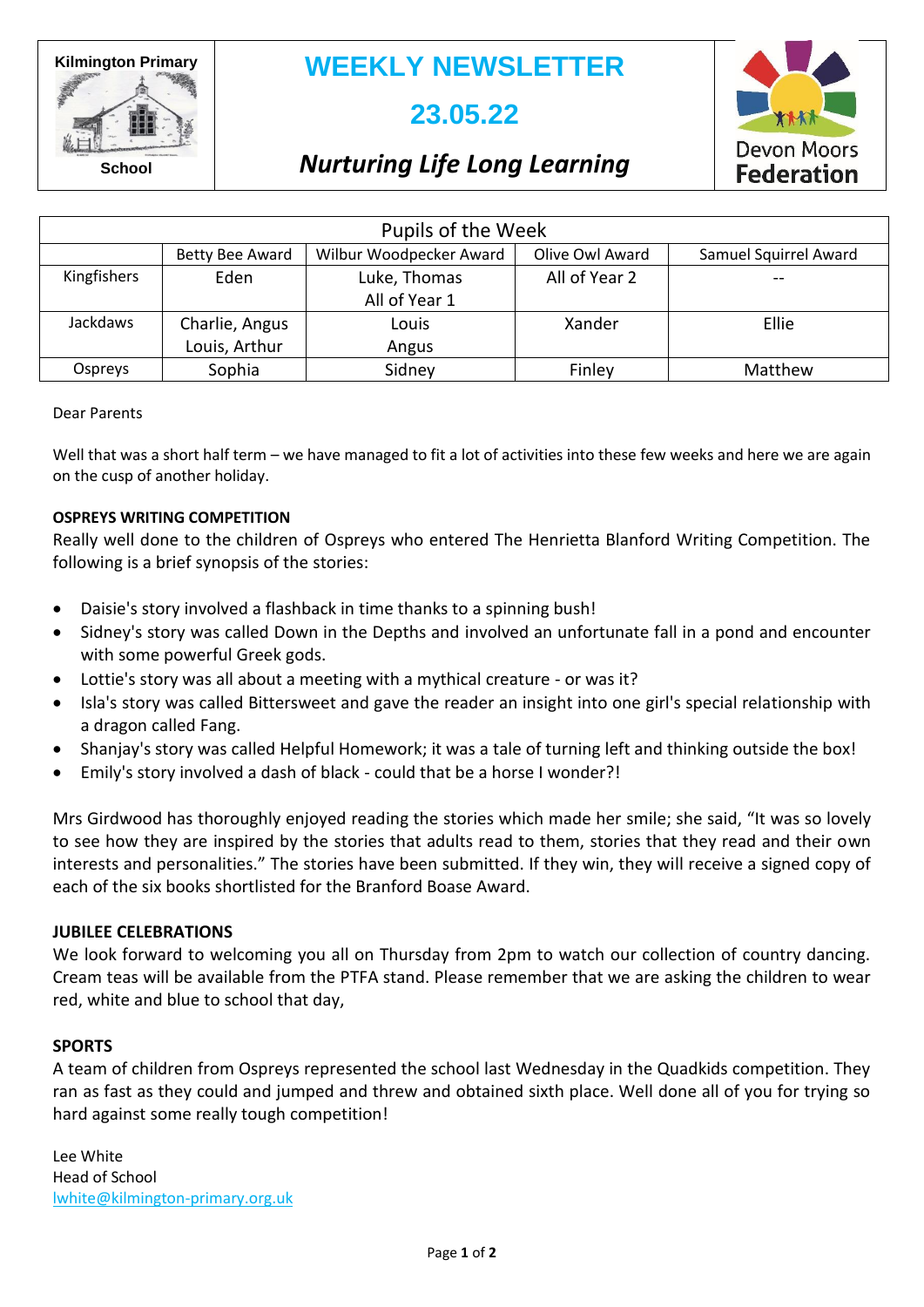Kilmington Primary School

# WEEKLY NEWSLETTER

## 23.05.22

### *Nurturing Life Long Learning*

Devon Moors Federation

| Pupils of the Week | | | | |
|---|---|---|---|---|
| | Betty Bee Award | Wilbur Woodpecker Award | Olive Owl Award | Samuel Squirrel Award |
| Kingfishers | Eden | Luke, Thomas<br>All of Year 1 | All of Year 2 | -- |
| Jackdaws | Charlie, Angus<br>Louis, Arthur | Louis<br>Angus | Xander | Ellie |
| Ospreys | Sophia | Sidney | Finley | Matthew |

Dear Parents

Well that was a short half term – we have managed to fit a lot of activities into these few weeks and here we are again on the cusp of another holiday.

**OSPREYS WRITING COMPETITION**

Really well done to the children of Ospreys who entered The Henrietta Blanford Writing Competition. The following is a brief synopsis of the stories:

- Daisie's story involved a flashback in time thanks to a spinning bush!
- Sidney's story was called Down in the Depths and involved an unfortunate fall in a pond and encounter with some powerful Greek gods.
- Lottie's story was all about a meeting with a mythical creature - or was it?
- Isla's story was called Bittersweet and gave the reader an insight into one girl's special relationship with a dragon called Fang.
- Shanjay's story was called Helpful Homework; it was a tale of turning left and thinking outside the box!
- Emily's story involved a dash of black - could that be a horse I wonder?!

Mrs Girdwood has thoroughly enjoyed reading the stories which made her smile; she said, "It was so lovely to see how they are inspired by the stories that adults read to them, stories that they read and their own interests and personalities." The stories have been submitted. If they win, they will receive a signed copy of each of the six books shortlisted for the Branford Boase Award.

**JUBILEE CELEBRATIONS**

We look forward to welcoming you all on Thursday from 2pm to watch our collection of country dancing. Cream teas will be available from the PTFA stand. Please remember that we are asking the children to wear red, white and blue to school that day,

**SPORTS**

A team of children from Ospreys represented the school last Wednesday in the Quadkids competition. They ran as fast as they could and jumped and threw and obtained sixth place. Well done all of you for trying so hard against some really tough competition!

Lee White
Head of School
lwhite@kilmington-primary.org.uk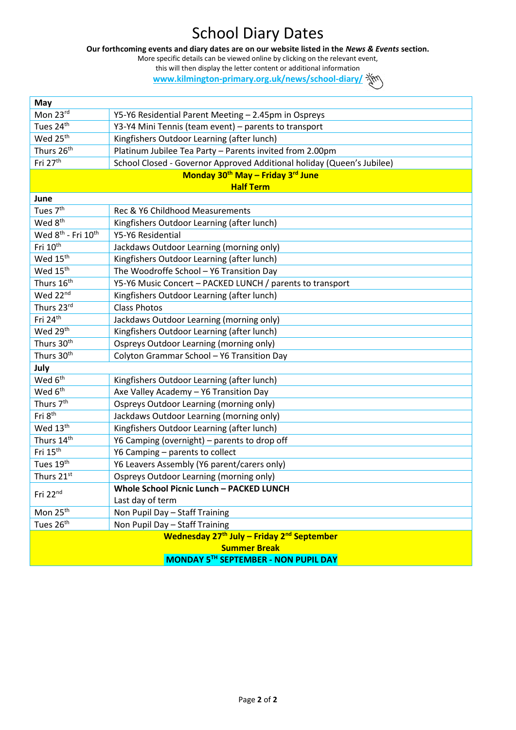# School Diary Dates

**Our forthcoming events and diary dates are on our website listed in the *News & Events* section.**

More specific details can be viewed online by clicking on the relevant event,
this will then display the letter content or additional information

**www.kilmington-primary.org.uk/news/school-diary/**

| | |
|---|---|
| **May** | |
| Mon 23rd | Y5-Y6 Residential Parent Meeting – 2.45pm in Ospreys |
| Tues 24th | Y3-Y4 Mini Tennis (team event) – parents to transport |
| Wed 25th | Kingfishers Outdoor Learning (after lunch) |
| Thurs 26th | Platinum Jubilee Tea Party – Parents invited from 2.00pm |
| Fri 27th | School Closed - Governor Approved Additional holiday (Queen's Jubilee) |
| **Monday 30th May – Friday 3rd June Half Term** | |
| **June** | |
| Tues 7th | Rec & Y6 Childhood Measurements |
| Wed 8th | Kingfishers Outdoor Learning (after lunch) |
| Wed 8th - Fri 10th | Y5-Y6 Residential |
| Fri 10th | Jackdaws Outdoor Learning (morning only) |
| Wed 15th | Kingfishers Outdoor Learning (after lunch) |
| Wed 15th | The Woodroffe School – Y6 Transition Day |
| Thurs 16th | Y5-Y6 Music Concert – PACKED LUNCH / parents to transport |
| Wed 22nd | Kingfishers Outdoor Learning (after lunch) |
| Thurs 23rd | Class Photos |
| Fri 24th | Jackdaws Outdoor Learning (morning only) |
| Wed 29th | Kingfishers Outdoor Learning (after lunch) |
| Thurs 30th | Ospreys Outdoor Learning (morning only) |
| Thurs 30th | Colyton Grammar School – Y6 Transition Day |
| **July** | |
| Wed 6th | Kingfishers Outdoor Learning (after lunch) |
| Wed 6th | Axe Valley Academy – Y6 Transition Day |
| Thurs 7th | Ospreys Outdoor Learning (morning only) |
| Fri 8th | Jackdaws Outdoor Learning (morning only) |
| Wed 13th | Kingfishers Outdoor Learning (after lunch) |
| Thurs 14th | Y6 Camping (overnight) – parents to drop off |
| Fri 15th | Y6 Camping – parents to collect |
| Tues 19th | Y6 Leavers Assembly (Y6 parent/carers only) |
| Thurs 21st | Ospreys Outdoor Learning (morning only) |
| Fri 22nd | **Whole School Picnic Lunch – PACKED LUNCH** Last day of term |
| Mon 25th | Non Pupil Day – Staff Training |
| Tues 26th | Non Pupil Day – Staff Training |
| **Wednesday 27th July – Friday 2nd September Summer Break MONDAY 5TH SEPTEMBER - NON PUPIL DAY** | |